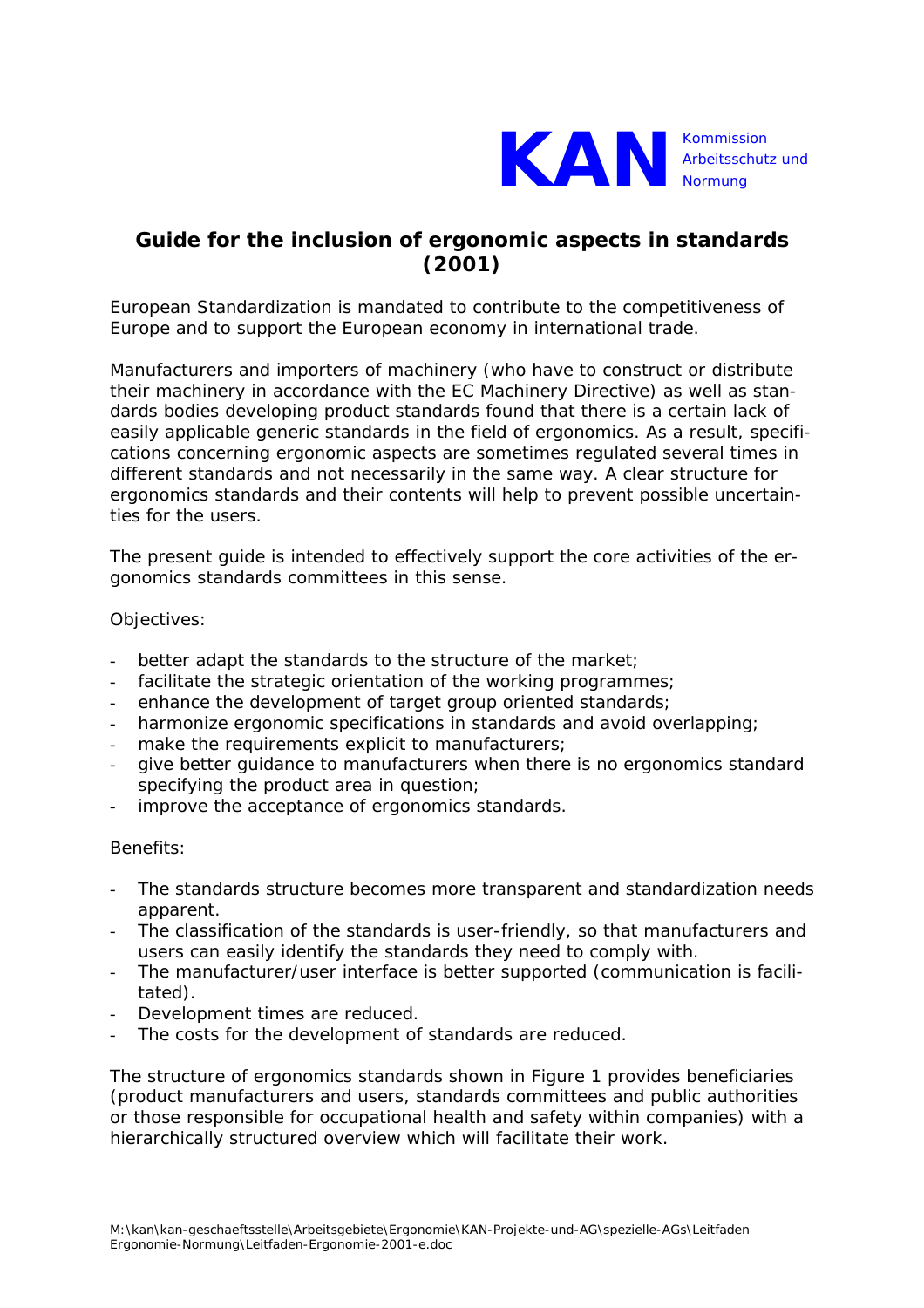KAN Kommission Arbeitsschutz und Normung

# Guide for the inclusion of ergonomic aspects in standards (2001)

European Standardization is mandated to contribute to the competitiveness of Europe and to support the European economy in international trade.

Manufacturers and importers of machinery (who have to construct or distribute their machinery in accordance with the EC Machinery Directive) as well as standards bodies developing product standards found that there is a certain lack of easily applicable generic standards in the field of ergonomics. As a result, specifications concerning ergonomic aspects are sometimes regulated several times in different standards and not necessarily in the same way. A clear structure for ergonomics standards and their contents will help to prevent possible uncertainties for the users.

The present guide is intended to effectively support the core activities of the ergonomics standards committees in this sense.

Objectives:

- better adapt the standards to the structure of the market;
- facilitate the strategic orientation of the working programmes;
- enhance the development of target group oriented standards;
- harmonize ergonomic specifications in standards and avoid overlapping;
- make the requirements explicit to manufacturers;
- give better guidance to manufacturers when there is no ergonomics standard specifying the product area in question;
- improve the acceptance of ergonomics standards.

Benefits:

- The standards structure becomes more transparent and standardization needs apparent.
- The classification of the standards is user-friendly, so that manufacturers and users can easily identify the standards they need to comply with.
- The manufacturer/user interface is better supported (communication is facilitated).
- Development times are reduced.
- The costs for the development of standards are reduced.

The structure of ergonomics standards shown in Figure 1 provides beneficiaries (product manufacturers and users, standards committees and public authorities or those responsible for occupational health and safety within companies) with a hierarchically structured overview which will facilitate their work.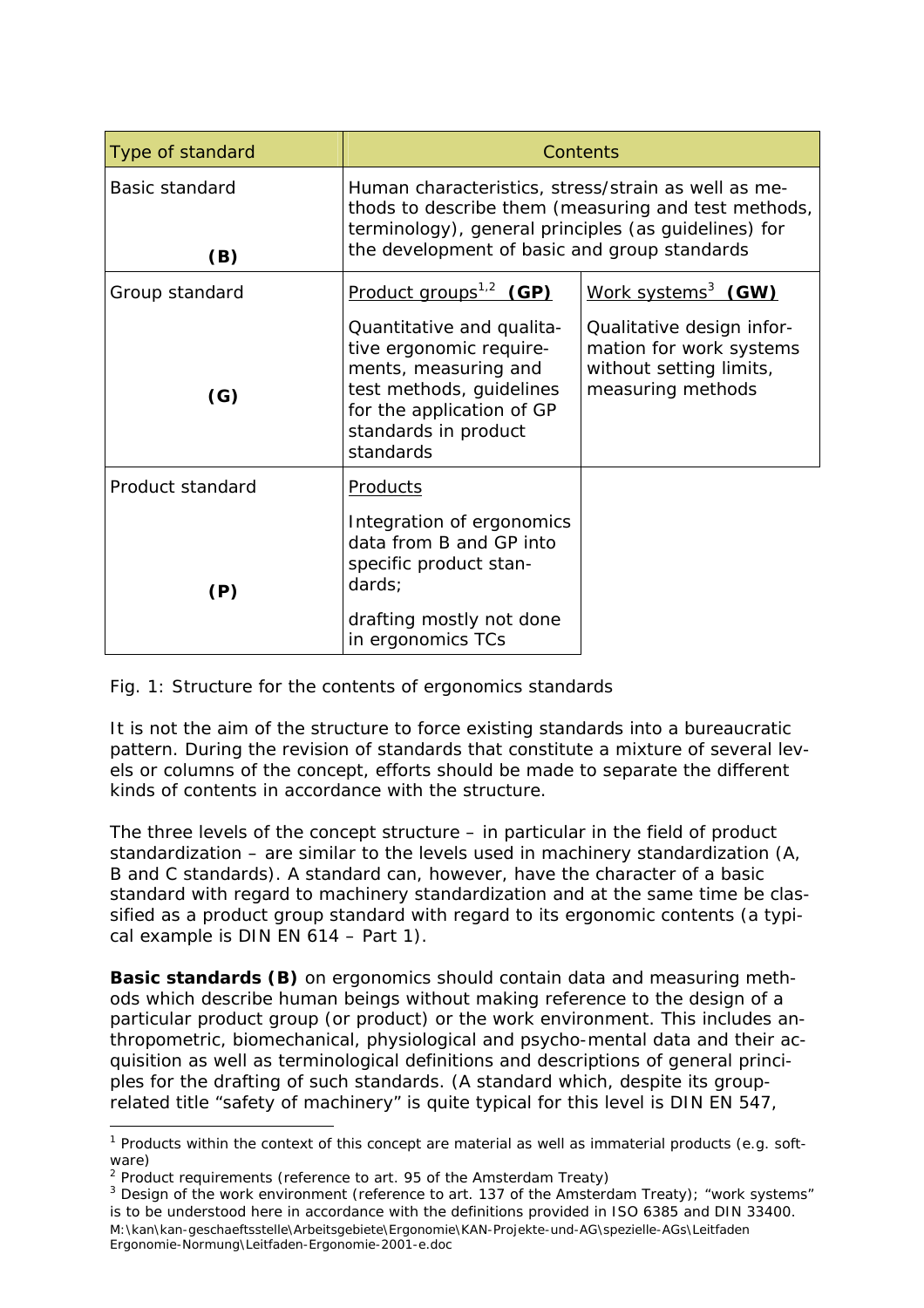| Type of standard | Contents | |
|---|---|---|
| Basic standard **(B)** | Human characteristics, stress/strain as well as methods to describe them (measuring and test methods, terminology), general principles (as guidelines) for the development of basic and group standards | |
| Group standard **(G)** | Product groups[1,2] **(GP)**<br><br>Quantitative and qualitative ergonomic requirements, measuring and test methods, guidelines for the application of GP standards in product standards | Work systems[3] **(GW)**<br><br>Qualitative design information for work systems without setting limits, measuring methods |
| Product standard **(P)** | Products<br><br>Integration of ergonomics data from B and GP into specific product standards;<br><br>drafting mostly not done in ergonomics TCs | |

Fig. 1: Structure for the contents of ergonomics standards

It is not the aim of the structure to force existing standards into a bureaucratic pattern. During the revision of standards that constitute a mixture of several levels or columns of the concept, efforts should be made to separate the different kinds of contents in accordance with the structure.

The three levels of the concept structure – in particular in the field of product standardization – are similar to the levels used in machinery standardization (A, B and C standards). A standard can, however, have the character of a basic standard with regard to machinery standardization and at the same time be classified as a product group standard with regard to its ergonomic contents (a typical example is DIN EN 614 – Part 1).

**Basic standards (B)** on ergonomics should contain data and measuring methods which describe human beings without making reference to the design of a particular product group (or product) or the work environment. This includes anthropometric, biomechanical, physiological and psycho-mental data and their acquisition as well as terminological definitions and descriptions of general principles for the drafting of such standards. (A standard which, despite its group-related title "safety of machinery" is quite typical for this level is DIN EN 547,

[1] Products within the context of this concept are material as well as immaterial products (e.g. software)

[2] Product requirements (reference to art. 95 of the Amsterdam Treaty)

[3] Design of the work environment (reference to art. 137 of the Amsterdam Treaty); "work systems" is to be understood here in accordance with the definitions provided in ISO 6385 and DIN 33400.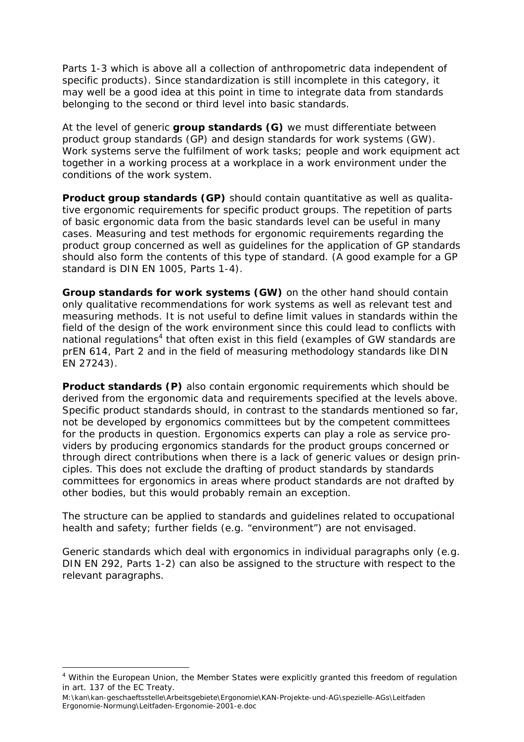Parts 1-3 which is above all a collection of anthropometric data independent of specific products). Since standardization is still incomplete in this category, it may well be a good idea at this point in time to integrate data from standards belonging to the second or third level into basic standards.

At the level of generic **group standards (G)** we must differentiate between product group standards (GP) and design standards for work systems (GW). Work systems serve the fulfilment of work tasks; people and work equipment act together in a working process at a workplace in a work environment under the conditions of the work system.

**Product group standards (GP)** should contain quantitative as well as qualitative ergonomic requirements for specific product groups. The repetition of parts of basic ergonomic data from the basic standards level can be useful in many cases. Measuring and test methods for ergonomic requirements regarding the product group concerned as well as guidelines for the application of GP standards should also form the contents of this type of standard. (A good example for a GP standard is DIN EN 1005, Parts 1-4).

**Group standards for work systems (GW)** on the other hand should contain only qualitative recommendations for work systems as well as relevant test and measuring methods. It is not useful to define limit values in standards within the field of the design of the work environment since this could lead to conflicts with national regulations[4] that often exist in this field (examples of GW standards are prEN 614, Part 2 and in the field of measuring methodology standards like DIN EN 27243).

**Product standards (P)** also contain ergonomic requirements which should be derived from the ergonomic data and requirements specified at the levels above. Specific product standards should, in contrast to the standards mentioned so far, not be developed by ergonomics committees but by the competent committees for the products in question. Ergonomics experts can play a role as service providers by producing ergonomics standards for the product groups concerned or through direct contributions when there is a lack of generic values or design principles. This does not exclude the drafting of product standards by standards committees for ergonomics in areas where product standards are not drafted by other bodies, but this would probably remain an exception.

The structure can be applied to standards and guidelines related to occupational health and safety; further fields (e.g. "environment") are not envisaged.

Generic standards which deal with ergonomics in individual paragraphs only (e.g. DIN EN 292, Parts 1-2) can also be assigned to the structure with respect to the relevant paragraphs.

[4] Within the European Union, the Member States were explicitly granted this freedom of regulation in art. 137 of the EC Treaty.